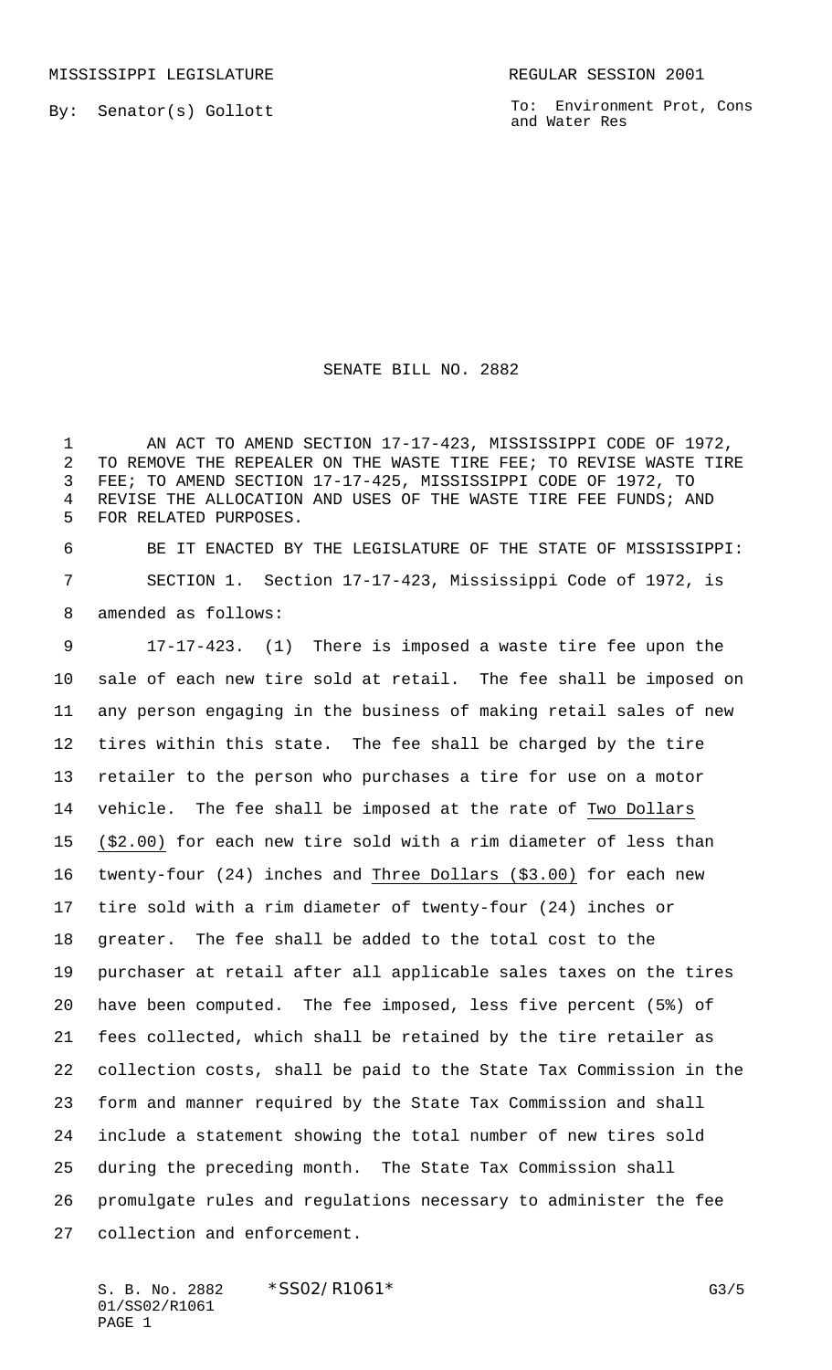MISSISSIPPI LEGISLATURE REGULAR SESSION 2001

By: Senator(s) Gollott

To: Environment Prot, Cons and Water Res

# SENATE BILL NO. 2882

AN ACT TO AMEND SECTION 17-17-423, MISSISSIPPI CODE OF 1972, TO REMOVE THE REPEALER ON THE WASTE TIRE FEE; TO REVISE WASTE TIRE FEE; TO AMEND SECTION 17-17-425, MISSISSIPPI CODE OF 1972, TO REVISE THE ALLOCATION AND USES OF THE WASTE TIRE FEE FUNDS; AND FOR RELATED PURPOSES.

BE IT ENACTED BY THE LEGISLATURE OF THE STATE OF MISSISSIPPI:

SECTION 1. Section 17-17-423, Mississippi Code of 1972, is amended as follows:

17-17-423. (1) There is imposed a waste tire fee upon the sale of each new tire sold at retail. The fee shall be imposed on any person engaging in the business of making retail sales of new tires within this state. The fee shall be charged by the tire retailer to the person who purchases a tire for use on a motor vehicle. The fee shall be imposed at the rate of Two Dollars ($2.00) for each new tire sold with a rim diameter of less than twenty-four (24) inches and Three Dollars ($3.00) for each new tire sold with a rim diameter of twenty-four (24) inches or greater. The fee shall be added to the total cost to the purchaser at retail after all applicable sales taxes on the tires have been computed. The fee imposed, less five percent (5%) of fees collected, which shall be retained by the tire retailer as collection costs, shall be paid to the State Tax Commission in the form and manner required by the State Tax Commission and shall include a statement showing the total number of new tires sold during the preceding month. The State Tax Commission shall promulgate rules and regulations necessary to administer the fee collection and enforcement.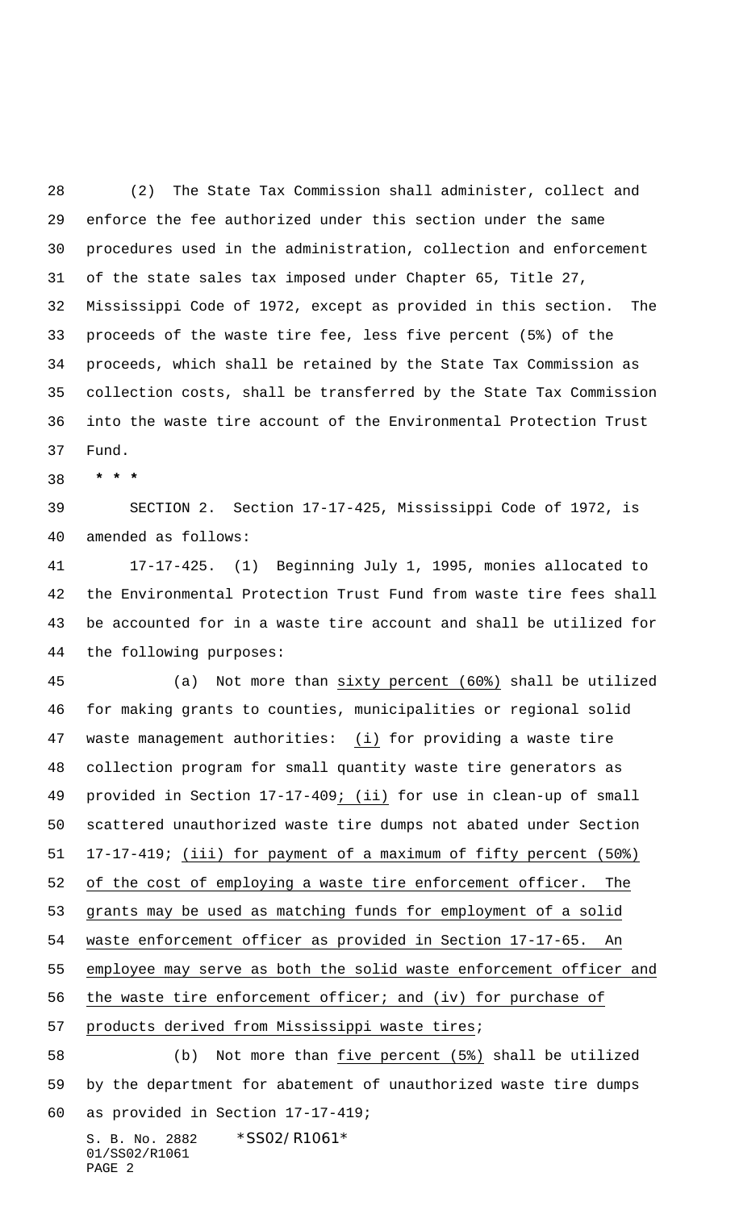(2) The State Tax Commission shall administer, collect and enforce the fee authorized under this section under the same procedures used in the administration, collection and enforcement of the state sales tax imposed under Chapter 65, Title 27, Mississippi Code of 1972, except as provided in this section. The proceeds of the waste tire fee, less five percent (5%) of the proceeds, which shall be retained by the State Tax Commission as collection costs, shall be transferred by the State Tax Commission into the waste tire account of the Environmental Protection Trust Fund.

**\* \* \***

SECTION 2. Section 17-17-425, Mississippi Code of 1972, is amended as follows:

17-17-425. (1) Beginning July 1, 1995, monies allocated to the Environmental Protection Trust Fund from waste tire fees shall be accounted for in a waste tire account and shall be utilized for the following purposes:

(a) Not more than <u>sixty percent (60%)</u> shall be utilized for making grants to counties, municipalities or regional solid waste management authorities: <u>(i)</u> for providing a waste tire collection program for small quantity waste tire generators as provided in Section 17-17-409<u>; (ii)</u> for use in clean-up of small scattered unauthorized waste tire dumps not abated under Section 17-17-419; <u>(iii) for payment of a maximum of fifty percent (50%) of the cost of employing a waste tire enforcement officer. The grants may be used as matching funds for employment of a solid waste enforcement officer as provided in Section 17-17-65. An employee may serve as both the solid waste enforcement officer and the waste tire enforcement officer; and (iv) for purchase of products derived from Mississippi waste tires</u>;

(b) Not more than <u>five percent (5%)</u> shall be utilized by the department for abatement of unauthorized waste tire dumps as provided in Section 17-17-419;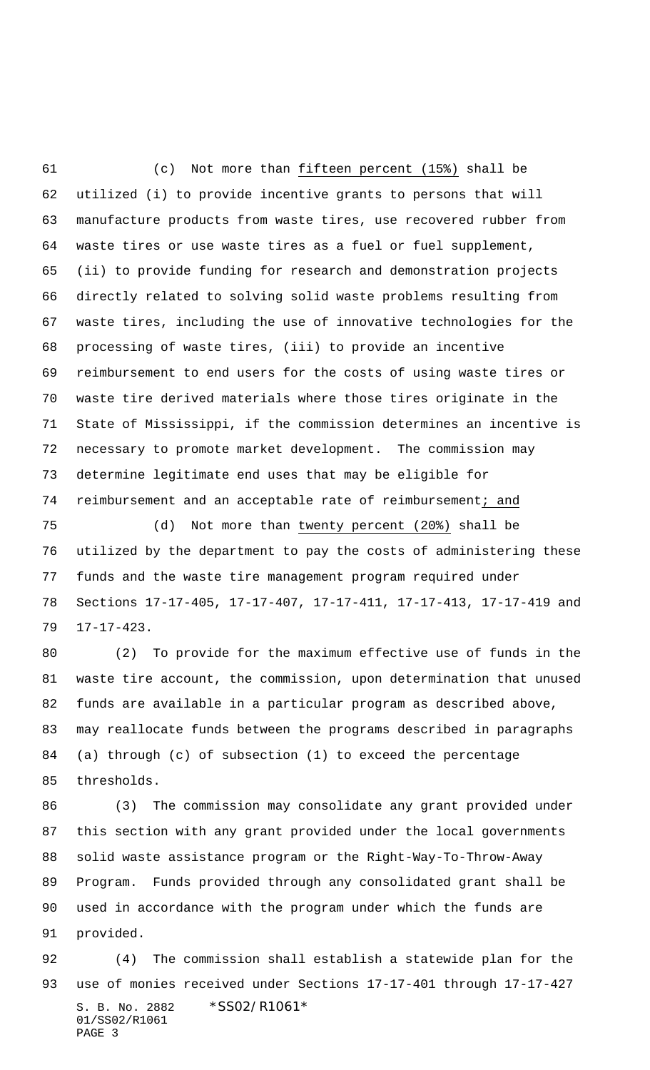(c) Not more than fifteen percent (15%) shall be utilized (i) to provide incentive grants to persons that will manufacture products from waste tires, use recovered rubber from waste tires or use waste tires as a fuel or fuel supplement, (ii) to provide funding for research and demonstration projects directly related to solving solid waste problems resulting from waste tires, including the use of innovative technologies for the processing of waste tires, (iii) to provide an incentive reimbursement to end users for the costs of using waste tires or waste tire derived materials where those tires originate in the State of Mississippi, if the commission determines an incentive is necessary to promote market development. The commission may determine legitimate end uses that may be eligible for reimbursement and an acceptable rate of reimbursement; and

(d) Not more than twenty percent (20%) shall be utilized by the department to pay the costs of administering these funds and the waste tire management program required under Sections 17-17-405, 17-17-407, 17-17-411, 17-17-413, 17-17-419 and 17-17-423.

(2) To provide for the maximum effective use of funds in the waste tire account, the commission, upon determination that unused funds are available in a particular program as described above, may reallocate funds between the programs described in paragraphs (a) through (c) of subsection (1) to exceed the percentage thresholds.

(3) The commission may consolidate any grant provided under this section with any grant provided under the local governments solid waste assistance program or the Right-Way-To-Throw-Away Program. Funds provided through any consolidated grant shall be used in accordance with the program under which the funds are provided.

(4) The commission shall establish a statewide plan for the use of monies received under Sections 17-17-401 through 17-17-427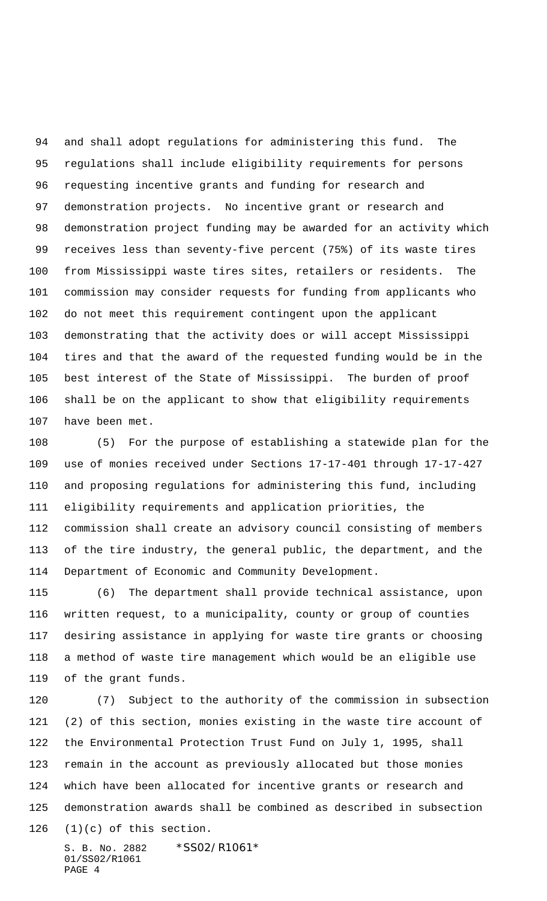and shall adopt regulations for administering this fund. The regulations shall include eligibility requirements for persons requesting incentive grants and funding for research and demonstration projects. No incentive grant or research and demonstration project funding may be awarded for an activity which receives less than seventy-five percent (75%) of its waste tires from Mississippi waste tires sites, retailers or residents. The commission may consider requests for funding from applicants who do not meet this requirement contingent upon the applicant demonstrating that the activity does or will accept Mississippi tires and that the award of the requested funding would be in the best interest of the State of Mississippi. The burden of proof shall be on the applicant to show that eligibility requirements have been met.

(5) For the purpose of establishing a statewide plan for the use of monies received under Sections 17-17-401 through 17-17-427 and proposing regulations for administering this fund, including eligibility requirements and application priorities, the commission shall create an advisory council consisting of members of the tire industry, the general public, the department, and the Department of Economic and Community Development.

(6) The department shall provide technical assistance, upon written request, to a municipality, county or group of counties desiring assistance in applying for waste tire grants or choosing a method of waste tire management which would be an eligible use of the grant funds.

(7) Subject to the authority of the commission in subsection (2) of this section, monies existing in the waste tire account of the Environmental Protection Trust Fund on July 1, 1995, shall remain in the account as previously allocated but those monies which have been allocated for incentive grants or research and demonstration awards shall be combined as described in subsection (1)(c) of this section.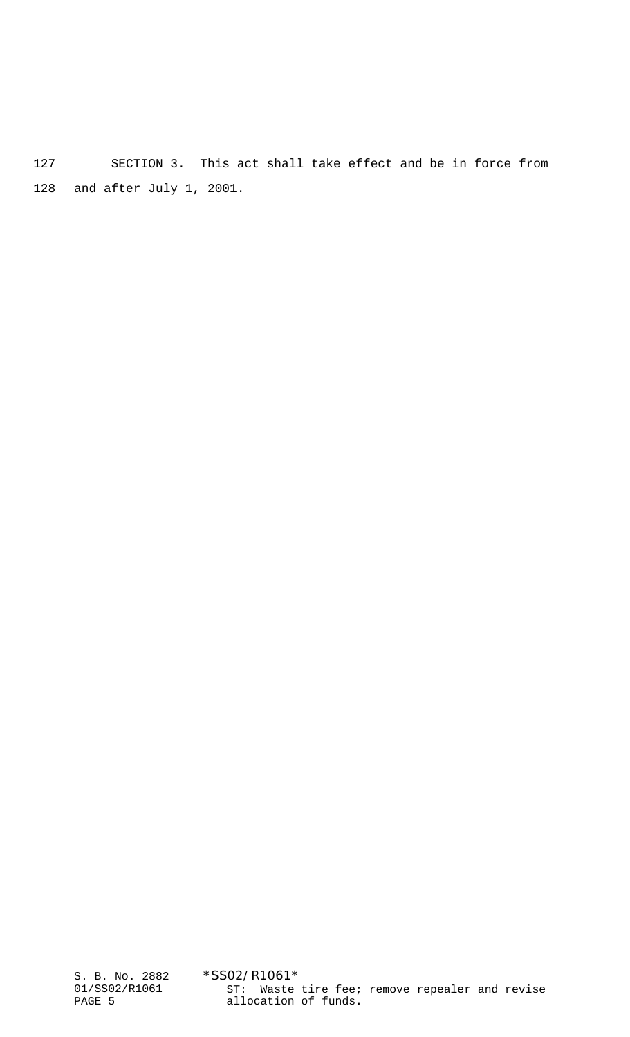SECTION 3. This act shall take effect and be in force from and after July 1, 2001.